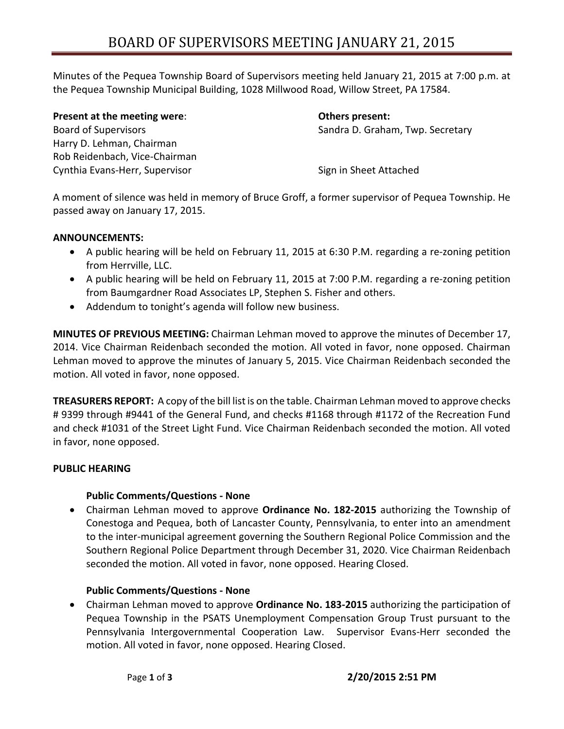# BOARD OF SUPERVISORS MEETING JANUARY 21, 2015

Minutes of the Pequea Township Board of Supervisors meeting held January 21, 2015 at 7:00 p.m. at the Pequea Township Municipal Building, 1028 Millwood Road, Willow Street, PA 17584.

**Present at the meeting were**:
Board of Supervisors
Harry D. Lehman, Chairman
Rob Reidenbach, Vice-Chairman
Cynthia Evans-Herr, Supervisor

**Others present:**
Sandra D. Graham, Twp. Secretary

Sign in Sheet Attached

A moment of silence was held in memory of Bruce Groff, a former supervisor of Pequea Township. He passed away on January 17, 2015.

**ANNOUNCEMENTS:**

- A public hearing will be held on February 11, 2015 at 6:30 P.M. regarding a re-zoning petition from Herrville, LLC.
- A public hearing will be held on February 11, 2015 at 7:00 P.M. regarding a re-zoning petition from Baumgardner Road Associates LP, Stephen S. Fisher and others.
- Addendum to tonight's agenda will follow new business.

**MINUTES OF PREVIOUS MEETING:** Chairman Lehman moved to approve the minutes of December 17, 2014. Vice Chairman Reidenbach seconded the motion. All voted in favor, none opposed. Chairman Lehman moved to approve the minutes of January 5, 2015. Vice Chairman Reidenbach seconded the motion. All voted in favor, none opposed.

**TREASURERS REPORT:** A copy of the bill list is on the table. Chairman Lehman moved to approve checks # 9399 through #9441 of the General Fund, and checks #1168 through #1172 of the Recreation Fund and check #1031 of the Street Light Fund. Vice Chairman Reidenbach seconded the motion. All voted in favor, none opposed.

**PUBLIC HEARING**

**Public Comments/Questions - None**

- Chairman Lehman moved to approve **Ordinance No. 182-2015** authorizing the Township of Conestoga and Pequea, both of Lancaster County, Pennsylvania, to enter into an amendment to the inter-municipal agreement governing the Southern Regional Police Commission and the Southern Regional Police Department through December 31, 2020. Vice Chairman Reidenbach seconded the motion. All voted in favor, none opposed. Hearing Closed.

**Public Comments/Questions - None**

- Chairman Lehman moved to approve **Ordinance No. 183-2015** authorizing the participation of Pequea Township in the PSATS Unemployment Compensation Group Trust pursuant to the Pennsylvania Intergovernmental Cooperation Law. Supervisor Evans-Herr seconded the motion. All voted in favor, none opposed. Hearing Closed.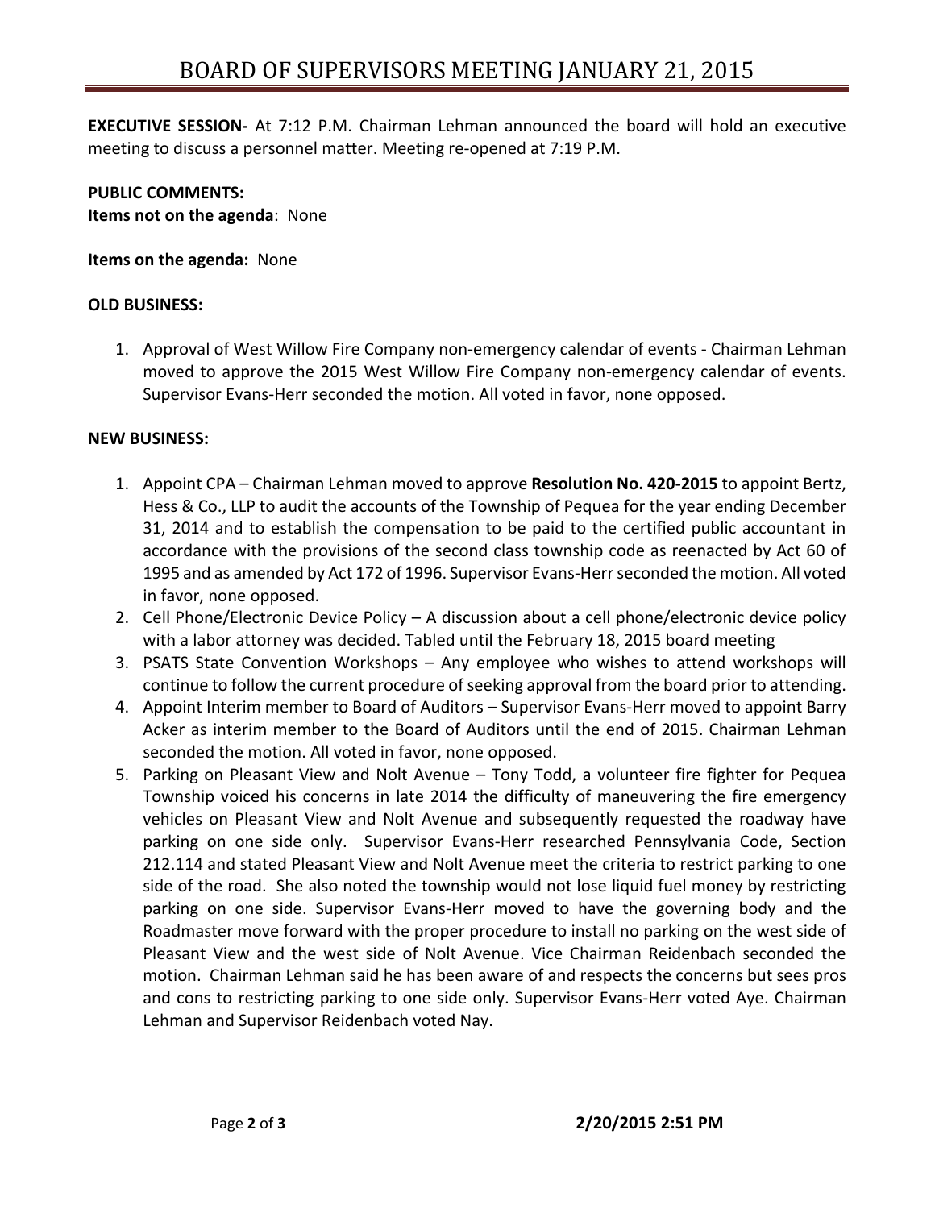**EXECUTIVE SESSION-** At 7:12 P.M. Chairman Lehman announced the board will hold an executive meeting to discuss a personnel matter. Meeting re-opened at 7:19 P.M.

**PUBLIC COMMENTS:**
**Items not on the agenda**: None

**Items on the agenda:** None

**OLD BUSINESS:**

1. Approval of West Willow Fire Company non-emergency calendar of events - Chairman Lehman moved to approve the 2015 West Willow Fire Company non-emergency calendar of events. Supervisor Evans-Herr seconded the motion. All voted in favor, none opposed.

**NEW BUSINESS:**

1. Appoint CPA – Chairman Lehman moved to approve **Resolution No. 420-2015** to appoint Bertz, Hess & Co., LLP to audit the accounts of the Township of Pequea for the year ending December 31, 2014 and to establish the compensation to be paid to the certified public accountant in accordance with the provisions of the second class township code as reenacted by Act 60 of 1995 and as amended by Act 172 of 1996. Supervisor Evans-Herr seconded the motion. All voted in favor, none opposed.
2. Cell Phone/Electronic Device Policy – A discussion about a cell phone/electronic device policy with a labor attorney was decided. Tabled until the February 18, 2015 board meeting
3. PSATS State Convention Workshops – Any employee who wishes to attend workshops will continue to follow the current procedure of seeking approval from the board prior to attending.
4. Appoint Interim member to Board of Auditors – Supervisor Evans-Herr moved to appoint Barry Acker as interim member to the Board of Auditors until the end of 2015. Chairman Lehman seconded the motion. All voted in favor, none opposed.
5. Parking on Pleasant View and Nolt Avenue – Tony Todd, a volunteer fire fighter for Pequea Township voiced his concerns in late 2014 the difficulty of maneuvering the fire emergency vehicles on Pleasant View and Nolt Avenue and subsequently requested the roadway have parking on one side only. Supervisor Evans-Herr researched Pennsylvania Code, Section 212.114 and stated Pleasant View and Nolt Avenue meet the criteria to restrict parking to one side of the road. She also noted the township would not lose liquid fuel money by restricting parking on one side. Supervisor Evans-Herr moved to have the governing body and the Roadmaster move forward with the proper procedure to install no parking on the west side of Pleasant View and the west side of Nolt Avenue. Vice Chairman Reidenbach seconded the motion. Chairman Lehman said he has been aware of and respects the concerns but sees pros and cons to restricting parking to one side only. Supervisor Evans-Herr voted Aye. Chairman Lehman and Supervisor Reidenbach voted Nay.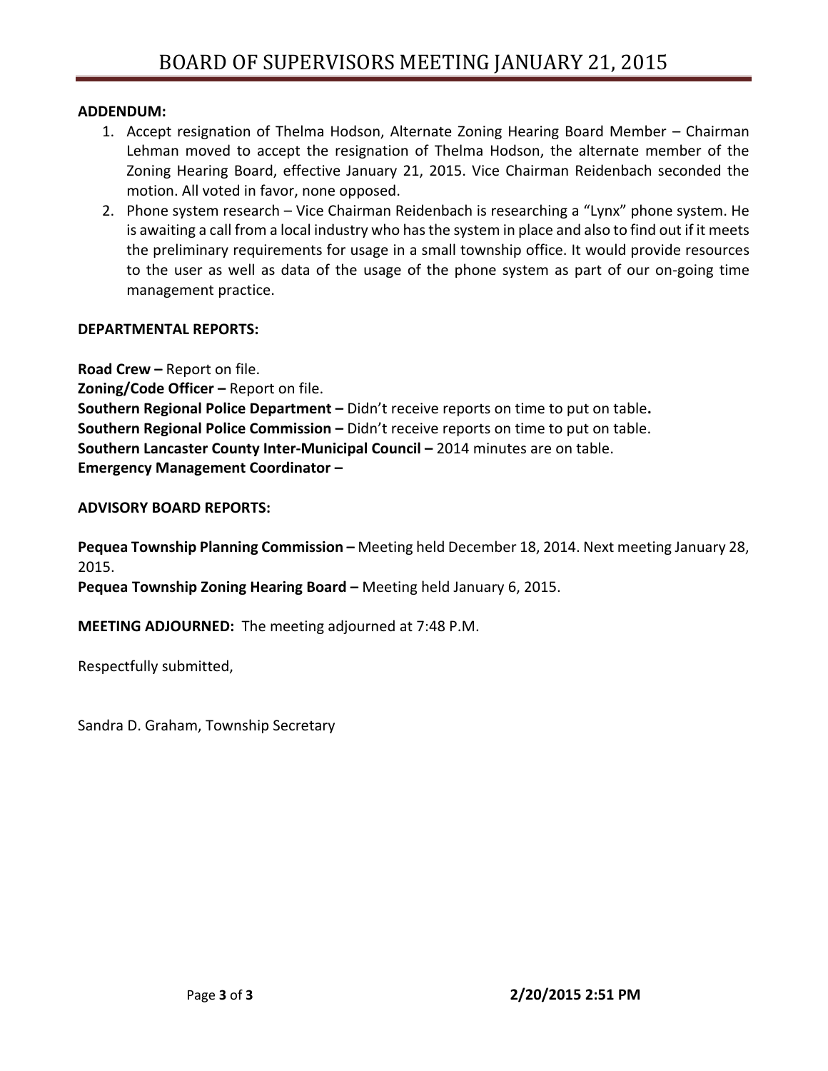**ADDENDUM:**

1. Accept resignation of Thelma Hodson, Alternate Zoning Hearing Board Member – Chairman Lehman moved to accept the resignation of Thelma Hodson, the alternate member of the Zoning Hearing Board, effective January 21, 2015. Vice Chairman Reidenbach seconded the motion. All voted in favor, none opposed.
2. Phone system research – Vice Chairman Reidenbach is researching a "Lynx" phone system. He is awaiting a call from a local industry who has the system in place and also to find out if it meets the preliminary requirements for usage in a small township office. It would provide resources to the user as well as data of the usage of the phone system as part of our on-going time management practice.

**DEPARTMENTAL REPORTS:**

**Road Crew –** Report on file.
**Zoning/Code Officer –** Report on file.
**Southern Regional Police Department –** Didn't receive reports on time to put on table**.**
**Southern Regional Police Commission –** Didn't receive reports on time to put on table.
**Southern Lancaster County Inter-Municipal Council –** 2014 minutes are on table.
**Emergency Management Coordinator –**

**ADVISORY BOARD REPORTS:**

**Pequea Township Planning Commission –** Meeting held December 18, 2014. Next meeting January 28, 2015.
**Pequea Township Zoning Hearing Board –** Meeting held January 6, 2015.

**MEETING ADJOURNED:** The meeting adjourned at 7:48 P.M.

Respectfully submitted,

Sandra D. Graham, Township Secretary

**2/20/2015 2:51 PM**